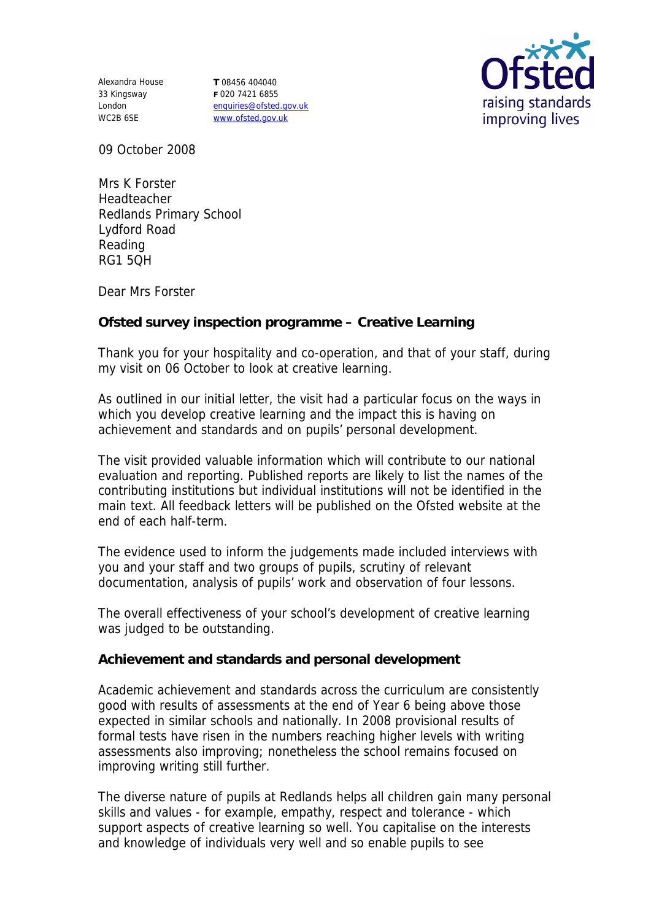Alexandra House
33 Kingsway
London
WC2B 6SE

**T** 08456 404040
**F** 020 7421 6855
enquiries@ofsted.gov.uk
www.ofsted.gov.uk

Ofsted
raising standards
improving lives

09 October 2008

Mrs K Forster
Headteacher
Redlands Primary School
Lydford Road
Reading
RG1 5QH

Dear Mrs Forster

**Ofsted survey inspection programme – Creative Learning**

Thank you for your hospitality and co-operation, and that of your staff, during my visit on 06 October to look at creative learning.

As outlined in our initial letter, the visit had a particular focus on the ways in which you develop creative learning and the impact this is having on achievement and standards and on pupils' personal development.

The visit provided valuable information which will contribute to our national evaluation and reporting. Published reports are likely to list the names of the contributing institutions but individual institutions will not be identified in the main text. All feedback letters will be published on the Ofsted website at the end of each half-term.

The evidence used to inform the judgements made included interviews with you and your staff and two groups of pupils, scrutiny of relevant documentation, analysis of pupils' work and observation of four lessons.

The overall effectiveness of your school's development of creative learning was judged to be outstanding.

**Achievement and standards and personal development**

Academic achievement and standards across the curriculum are consistently good with results of assessments at the end of Year 6 being above those expected in similar schools and nationally. In 2008 provisional results of formal tests have risen in the numbers reaching higher levels with writing assessments also improving; nonetheless the school remains focused on improving writing still further.

The diverse nature of pupils at Redlands helps all children gain many personal skills and values - for example, empathy, respect and tolerance - which support aspects of creative learning so well. You capitalise on the interests and knowledge of individuals very well and so enable pupils to see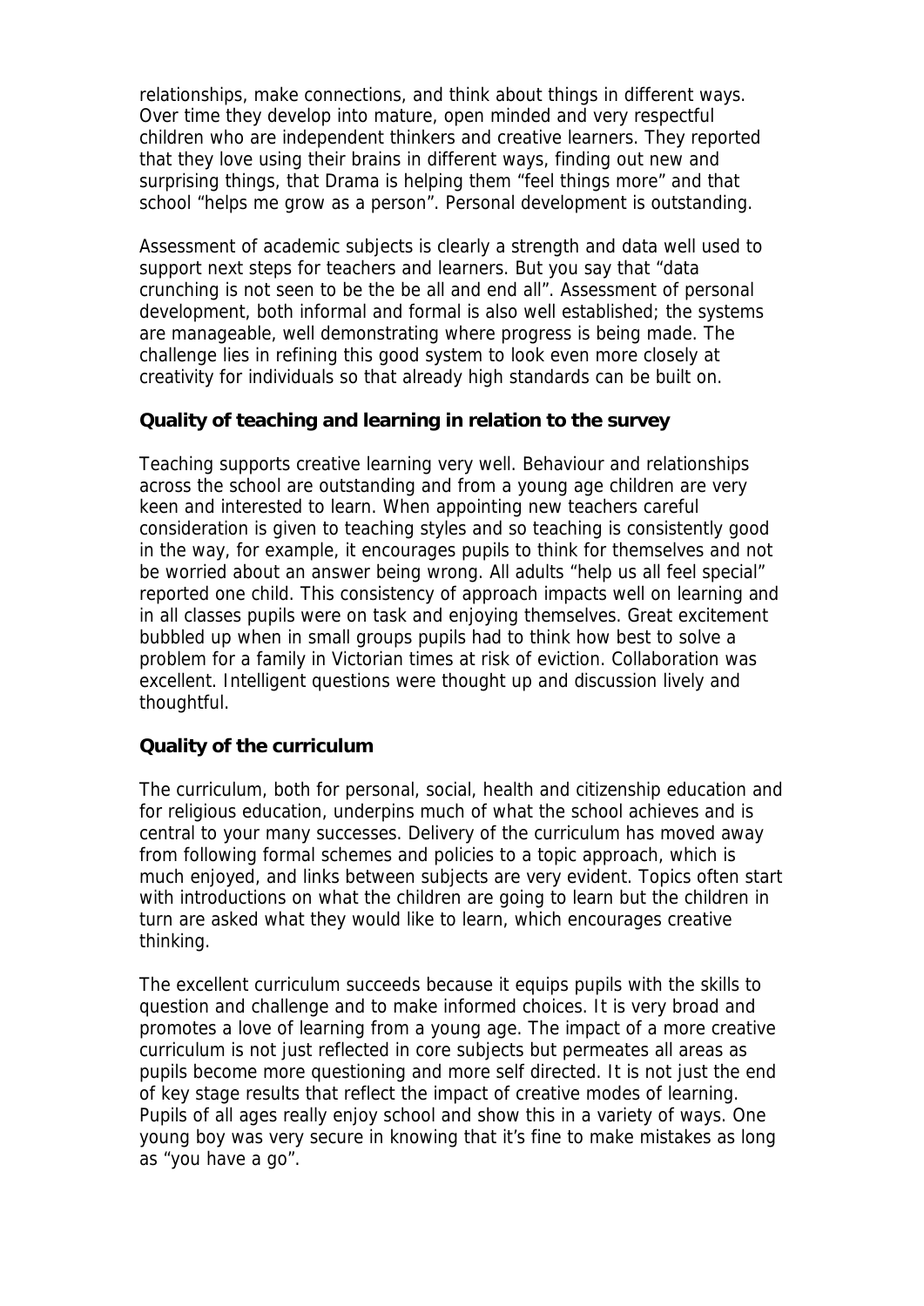relationships, make connections, and think about things in different ways. Over time they develop into mature, open minded and very respectful children who are independent thinkers and creative learners. They reported that they love using their brains in different ways, finding out new and surprising things, that Drama is helping them "feel things more" and that school "helps me grow as a person". Personal development is outstanding.

Assessment of academic subjects is clearly a strength and data well used to support next steps for teachers and learners. But you say that "data crunching is not seen to be the be all and end all". Assessment of personal development, both informal and formal is also well established; the systems are manageable, well demonstrating where progress is being made. The challenge lies in refining this good system to look even more closely at creativity for individuals so that already high standards can be built on.

**Quality of teaching and learning in relation to the survey**

Teaching supports creative learning very well. Behaviour and relationships across the school are outstanding and from a young age children are very keen and interested to learn. When appointing new teachers careful consideration is given to teaching styles and so teaching is consistently good in the way, for example, it encourages pupils to think for themselves and not be worried about an answer being wrong. All adults "help us all feel special" reported one child. This consistency of approach impacts well on learning and in all classes pupils were on task and enjoying themselves. Great excitement bubbled up when in small groups pupils had to think how best to solve a problem for a family in Victorian times at risk of eviction. Collaboration was excellent. Intelligent questions were thought up and discussion lively and thoughtful.

**Quality of the curriculum**

The curriculum, both for personal, social, health and citizenship education and for religious education, underpins much of what the school achieves and is central to your many successes. Delivery of the curriculum has moved away from following formal schemes and policies to a topic approach, which is much enjoyed, and links between subjects are very evident. Topics often start with introductions on what the children are going to learn but the children in turn are asked what they would like to learn, which encourages creative thinking.

The excellent curriculum succeeds because it equips pupils with the skills to question and challenge and to make informed choices. It is very broad and promotes a love of learning from a young age. The impact of a more creative curriculum is not just reflected in core subjects but permeates all areas as pupils become more questioning and more self directed. It is not just the end of key stage results that reflect the impact of creative modes of learning. Pupils of all ages really enjoy school and show this in a variety of ways. One young boy was very secure in knowing that it's fine to make mistakes as long as "you have a go".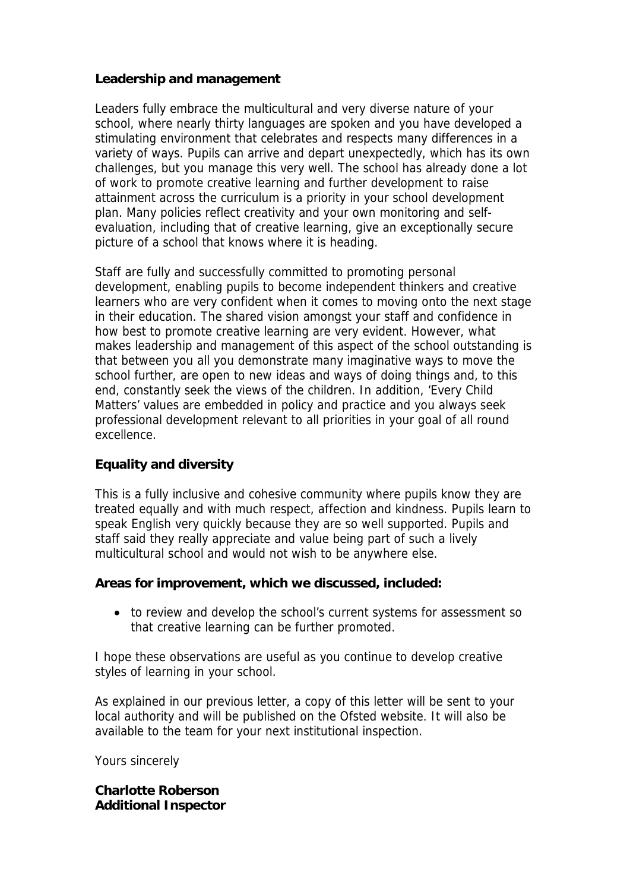**Leadership and management**

Leaders fully embrace the multicultural and very diverse nature of your school, where nearly thirty languages are spoken and you have developed a stimulating environment that celebrates and respects many differences in a variety of ways. Pupils can arrive and depart unexpectedly, which has its own challenges, but you manage this very well. The school has already done a lot of work to promote creative learning and further development to raise attainment across the curriculum is a priority in your school development plan. Many policies reflect creativity and your own monitoring and self-evaluation, including that of creative learning, give an exceptionally secure picture of a school that knows where it is heading.

Staff are fully and successfully committed to promoting personal development, enabling pupils to become independent thinkers and creative learners who are very confident when it comes to moving onto the next stage in their education. The shared vision amongst your staff and confidence in how best to promote creative learning are very evident. However, what makes leadership and management of this aspect of the school outstanding is that between you all you demonstrate many imaginative ways to move the school further, are open to new ideas and ways of doing things and, to this end, constantly seek the views of the children. In addition, 'Every Child Matters' values are embedded in policy and practice and you always seek professional development relevant to all priorities in your goal of all round excellence.

**Equality and diversity**

This is a fully inclusive and cohesive community where pupils know they are treated equally and with much respect, affection and kindness. Pupils learn to speak English very quickly because they are so well supported. Pupils and staff said they really appreciate and value being part of such a lively multicultural school and would not wish to be anywhere else.

**Areas for improvement, which we discussed, included:**

- to review and develop the school's current systems for assessment so that creative learning can be further promoted.

I hope these observations are useful as you continue to develop creative styles of learning in your school.

As explained in our previous letter, a copy of this letter will be sent to your local authority and will be published on the Ofsted website. It will also be available to the team for your next institutional inspection.

Yours sincerely

**Charlotte Roberson**
**Additional Inspector**